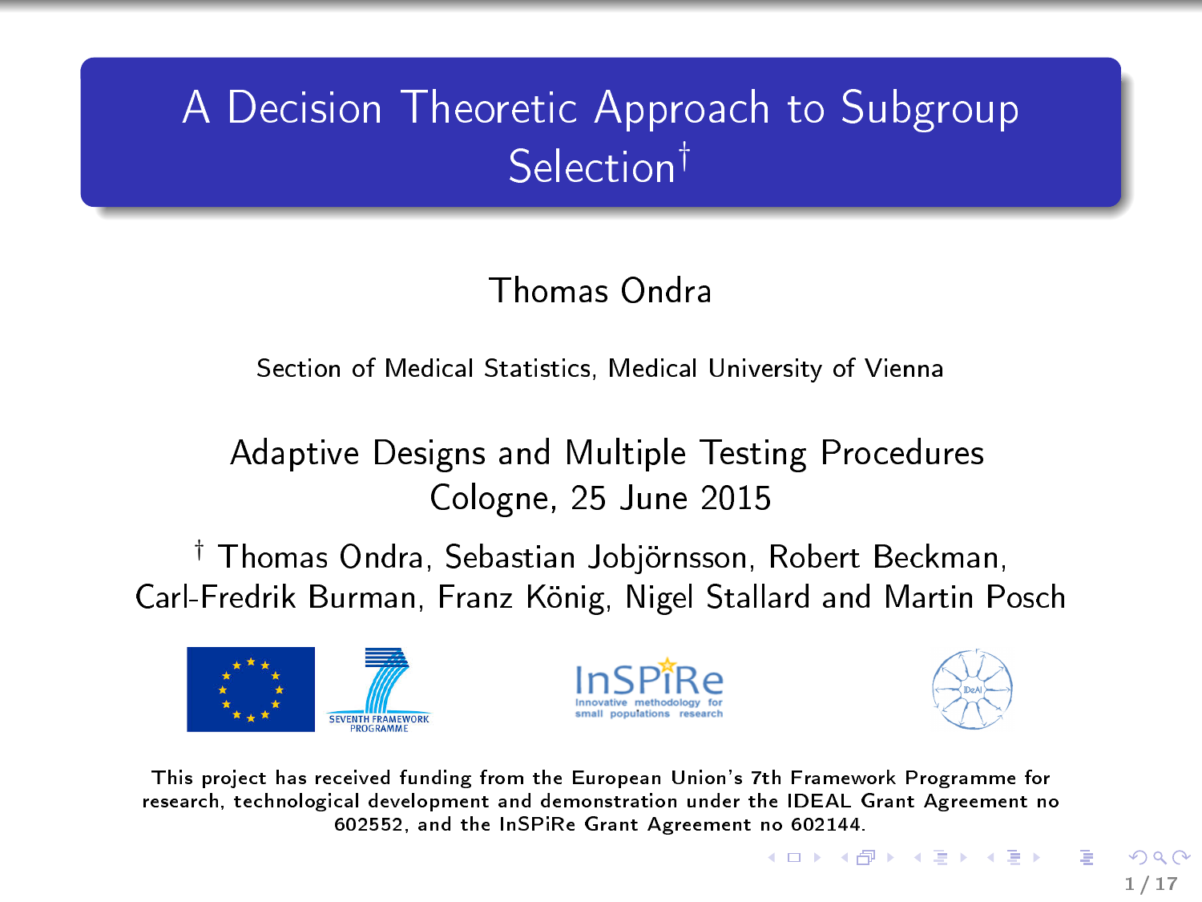# A Decision Theoretic Approach to Subgroup Selection[†]

Thomas Ondra

Section of Medical Statistics, Medical University of Vienna

Adaptive Designs and Multiple Testing Procedures
Cologne, 25 June 2015

[†] Thomas Ondra, Sebastian Jobjörnsson, Robert Beckman, Carl-Fredrik Burman, Franz König, Nigel Stallard and Martin Posch

This project has received funding from the European Union's 7th Framework Programme for research, technological development and demonstration under the IDEAL Grant Agreement no 602552, and the InSPiRe Grant Agreement no 602144.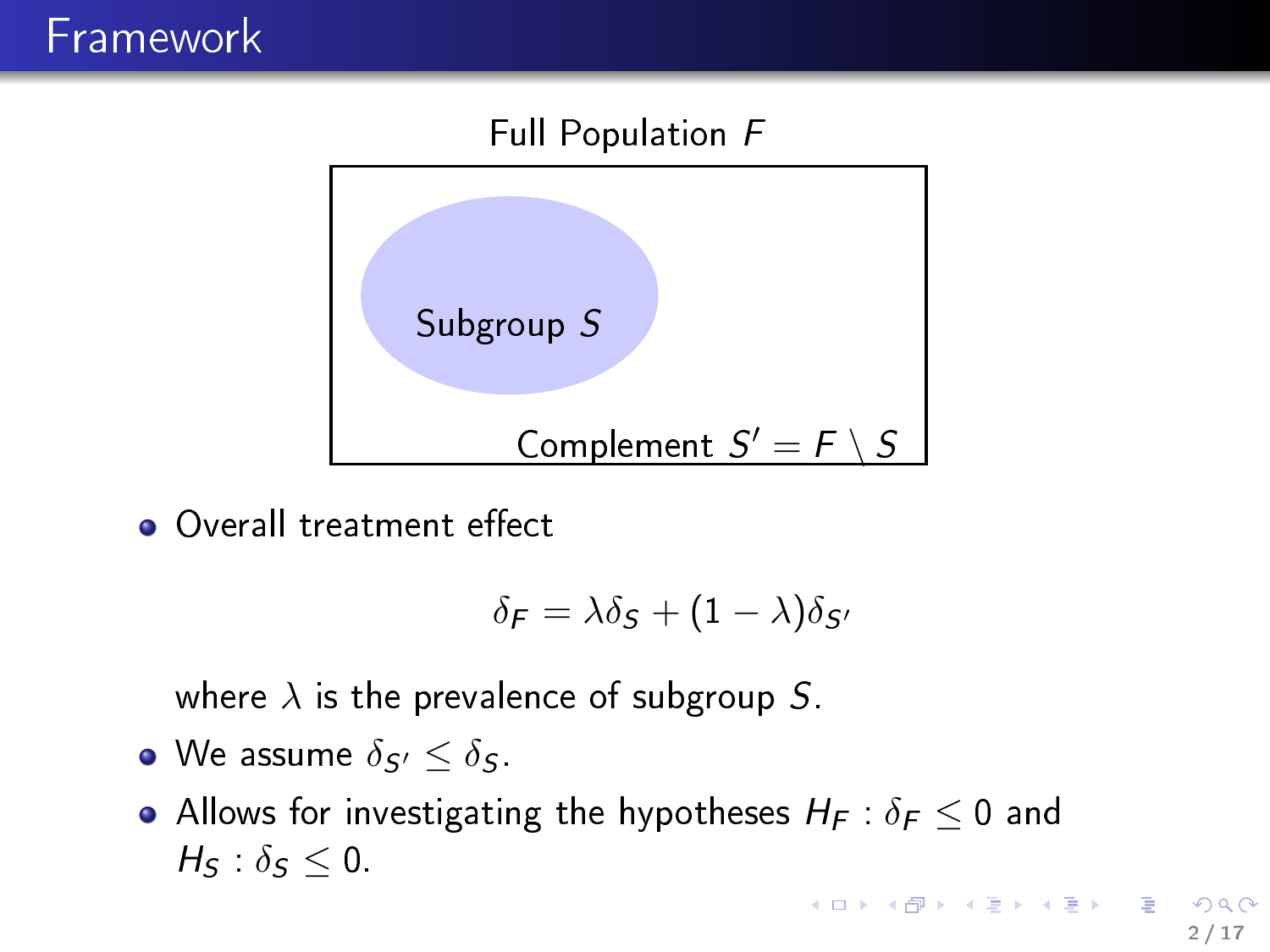## Framework

Full Population $F$

Subgroup $S$

Complement $S' = F \setminus S$

- Overall treatment effect

$$\delta_F = \lambda \delta_S + (1 - \lambda)\delta_{S'}$$

  where $\lambda$ is the prevalence of subgroup $S$.
- We assume $\delta_{S'} \leq \delta_S$.
- Allows for investigating the hypotheses $H_F : \delta_F \leq 0$ and $H_S : \delta_S \leq 0$.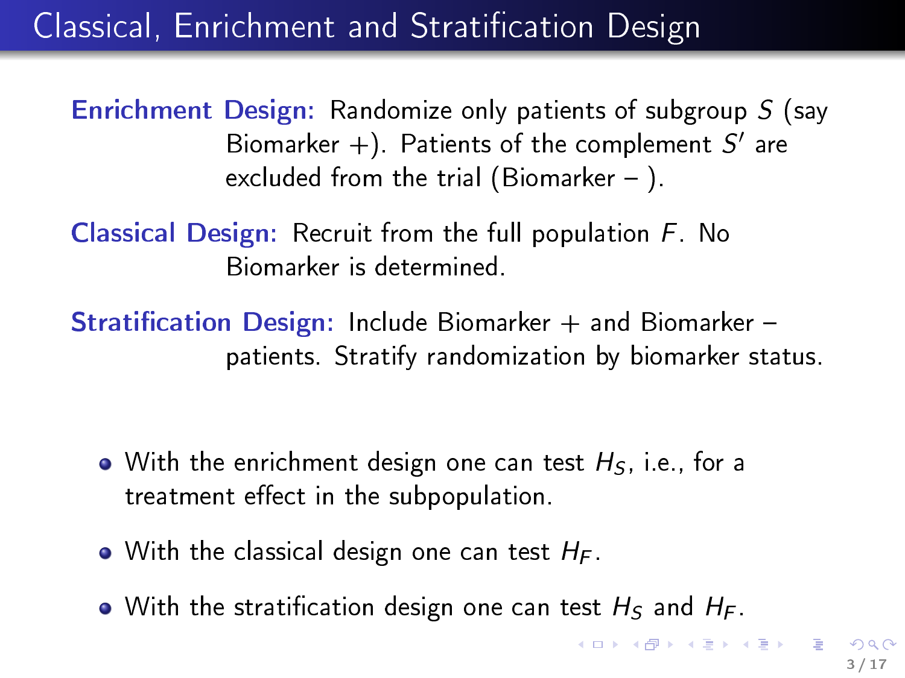# Classical, Enrichment and Stratification Design

**Enrichment Design:** Randomize only patients of subgroup $S$ (say Biomarker +). Patients of the complement $S'$ are excluded from the trial (Biomarker – ).

**Classical Design:** Recruit from the full population $F$. No Biomarker is determined.

**Stratification Design:** Include Biomarker + and Biomarker – patients. Stratify randomization by biomarker status.

- With the enrichment design one can test $H_S$, i.e., for a treatment effect in the subpopulation.
- With the classical design one can test $H_F$.
- With the stratification design one can test $H_S$ and $H_F$.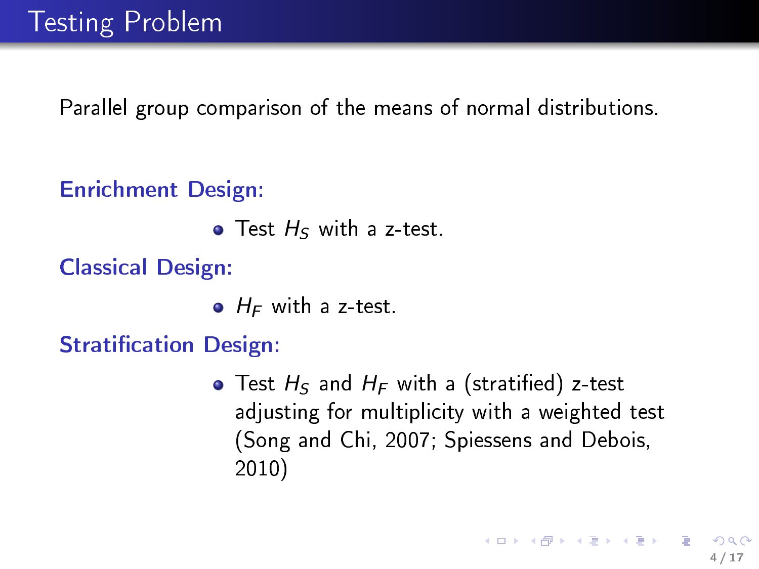# Testing Problem

Parallel group comparison of the means of normal distributions.

**Enrichment Design:**

- Test $H_S$ with a z-test.

**Classical Design:**

- $H_F$ with a z-test.

**Stratification Design:**

- Test $H_S$ and $H_F$ with a (stratified) z-test adjusting for multiplicity with a weighted test (Song and Chi, 2007; Spiessens and Debois, 2010)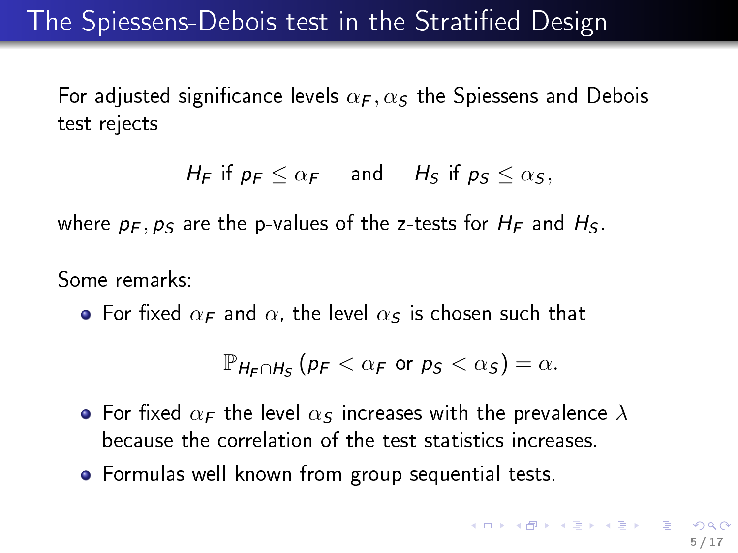# The Spiessens-Debois test in the Stratified Design

For adjusted significance levels $\alpha_F, \alpha_S$ the Spiessens and Debois test rejects

$$H_F \text{ if } p_F \leq \alpha_F \quad \text{and} \quad H_S \text{ if } p_S \leq \alpha_S,$$

where $p_F, p_S$ are the p-values of the z-tests for $H_F$ and $H_S$.

Some remarks:

- For fixed $\alpha_F$ and $\alpha$, the level $\alpha_S$ is chosen such that

$$\mathbb{P}_{H_F \cap H_S}\left(p_F < \alpha_F \text{ or } p_S < \alpha_S\right) = \alpha.$$

- For fixed $\alpha_F$ the level $\alpha_S$ increases with the prevalence $\lambda$ because the correlation of the test statistics increases.
- Formulas well known from group sequential tests.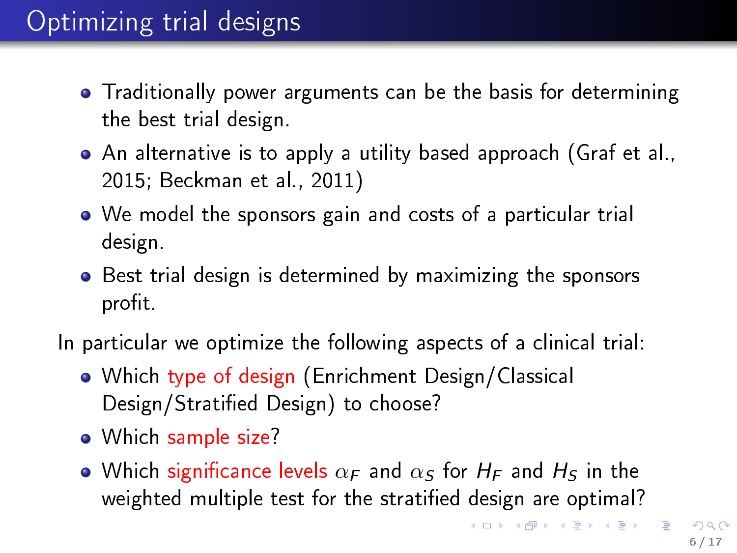# Optimizing trial designs

- Traditionally power arguments can be the basis for determining the best trial design.
- An alternative is to apply a utility based approach (Graf et al., 2015; Beckman et al., 2011)
- We model the sponsors gain and costs of a particular trial design.
- Best trial design is determined by maximizing the sponsors profit.

In particular we optimize the following aspects of a clinical trial:

- Which type of design (Enrichment Design/Classical Design/Stratified Design) to choose?
- Which sample size?
- Which significance levels $\alpha_F$ and $\alpha_S$ for $H_F$ and $H_S$ in the weighted multiple test for the stratified design are optimal?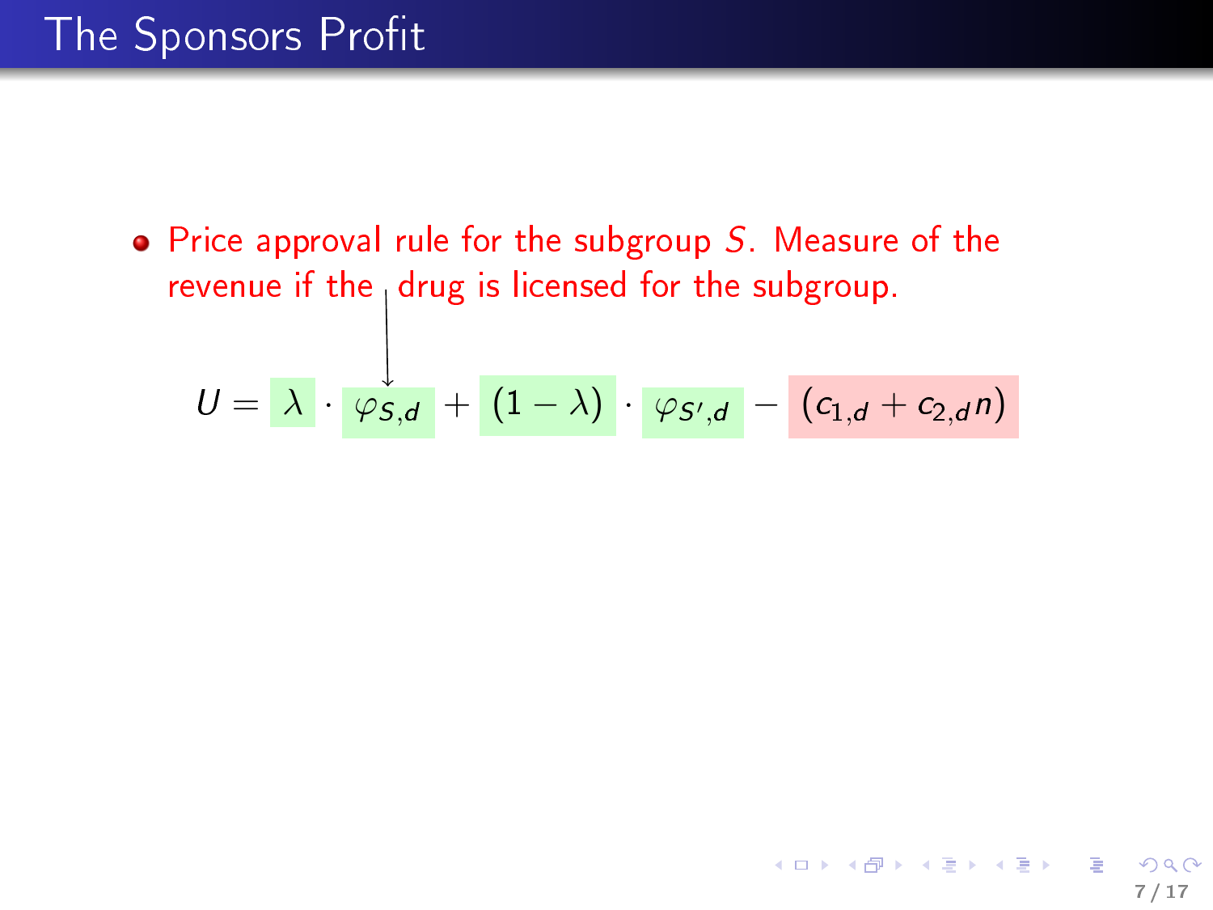# The Sponsors Profit

- Price approval rule for the subgroup $S$. Measure of the revenue if the drug is licensed for the subgroup.

$$U = \lambda \cdot \varphi_{S,d} + (1 - \lambda) \cdot \varphi_{S',d} - (c_{1,d} + c_{2,d} n)$$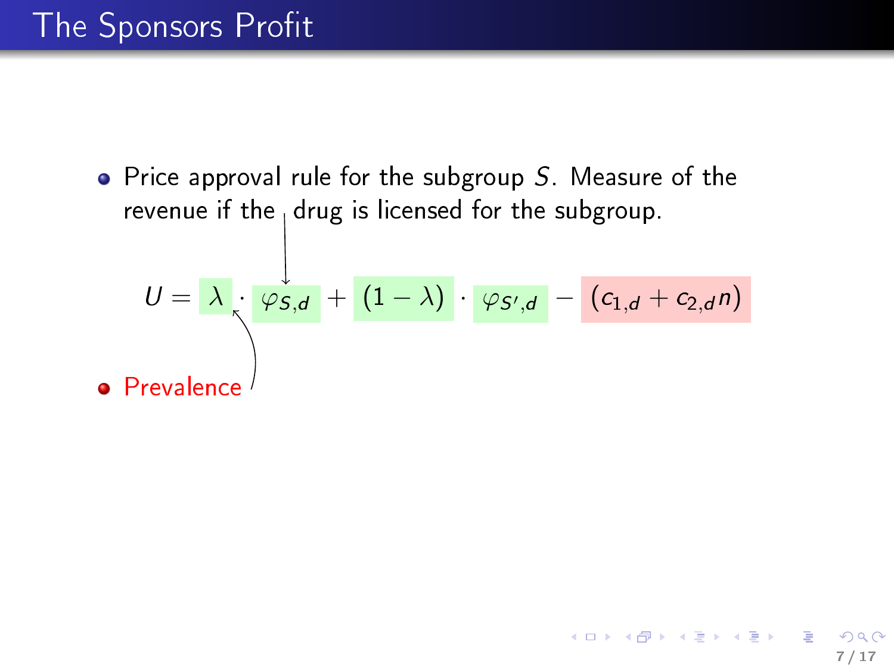# The Sponsors Profit

- Price approval rule for the subgroup $S$. Measure of the revenue if the drug is licensed for the subgroup.

$$U = \lambda \cdot \varphi_{S,d} + (1-\lambda) \cdot \varphi_{S',d} - (c_{1,d} + c_{2,d} n)$$

- Prevalence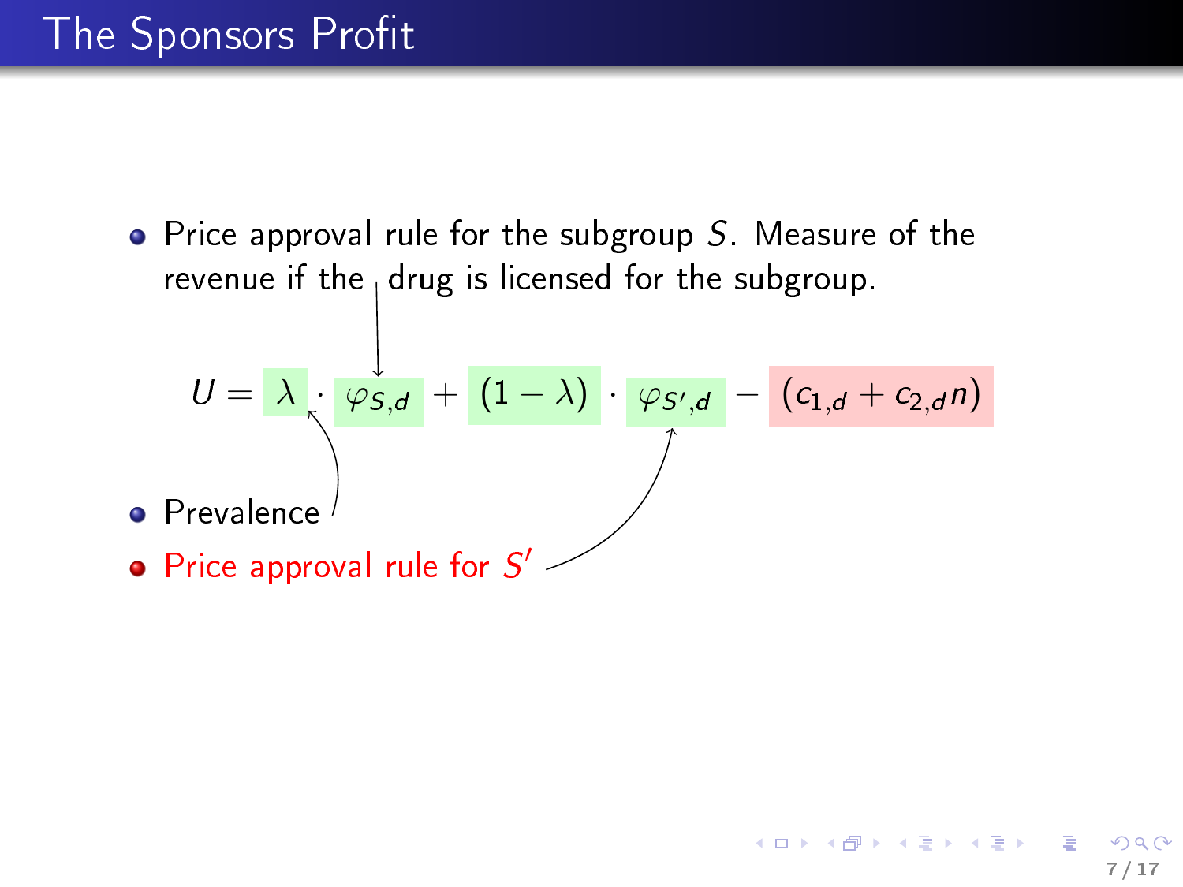# The Sponsors Profit

- Price approval rule for the subgroup $S$. Measure of the revenue if the drug is licensed for the subgroup.

$$U = \lambda \cdot \varphi_{S,d} + (1-\lambda) \cdot \varphi_{S',d} - (c_{1,d} + c_{2,d}n)$$

- Prevalence
- Price approval rule for $S'$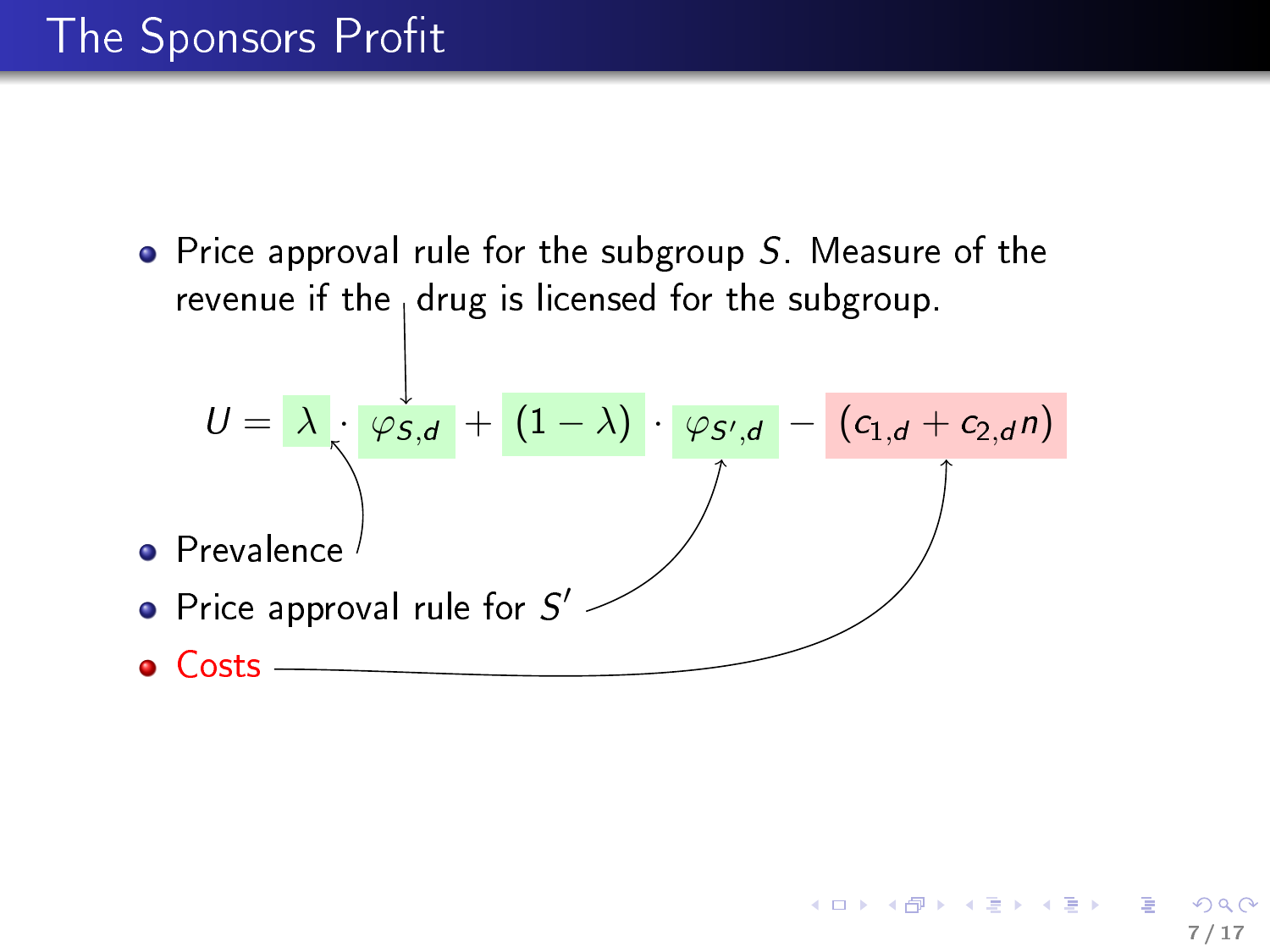# The Sponsors Profit

- Price approval rule for the subgroup $S$. Measure of the revenue if the drug is licensed for the subgroup.

$$U = \lambda \cdot \varphi_{S,d} + (1-\lambda) \cdot \varphi_{S',d} - (c_{1,d} + c_{2,d} n)$$

- Prevalence
- Price approval rule for $S'$
- Costs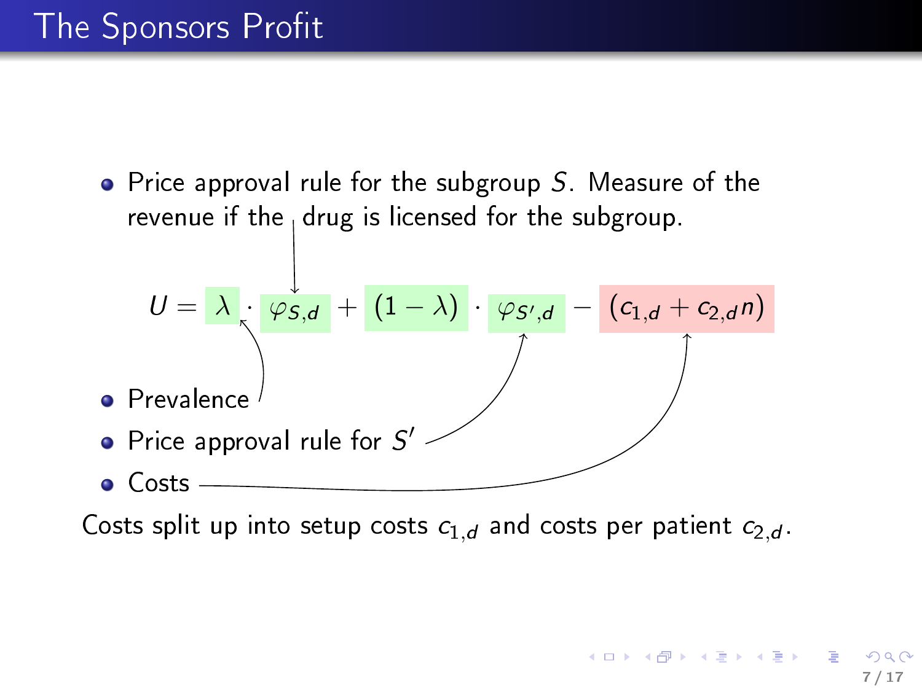# The Sponsors Profit

- Price approval rule for the subgroup $S$. Measure of the revenue if the drug is licensed for the subgroup.

$$U = \lambda \cdot \varphi_{S,d} + (1-\lambda) \cdot \varphi_{S',d} - (c_{1,d} + c_{2,d} n)$$

- Prevalence
- Price approval rule for $S'$
- Costs

Costs split up into setup costs $c_{1,d}$ and costs per patient $c_{2,d}$.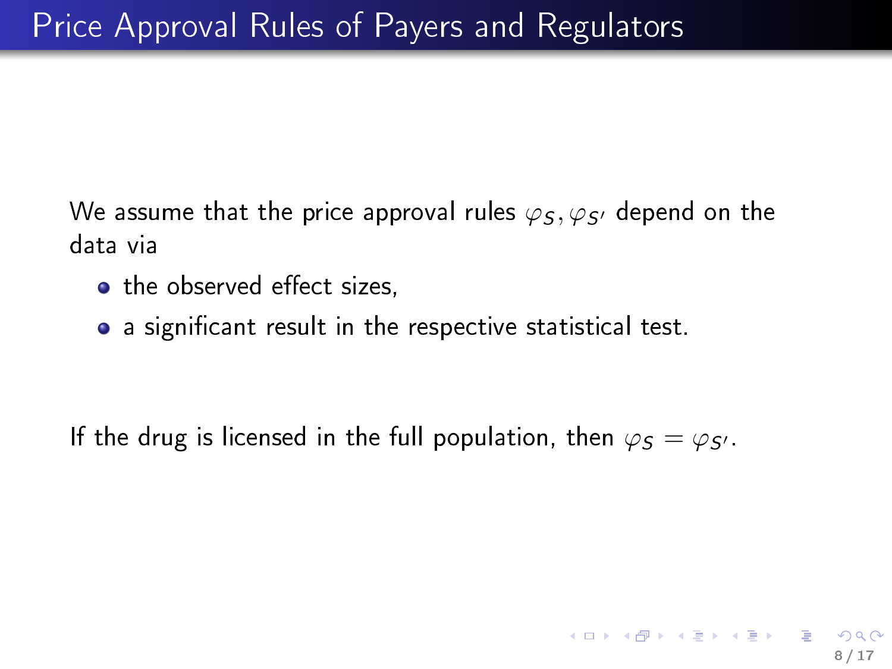# Price Approval Rules of Payers and Regulators

We assume that the price approval rules $\varphi_S, \varphi_{S'}$ depend on the data via

- the observed effect sizes,
- a significant result in the respective statistical test.

If the drug is licensed in the full population, then $\varphi_S = \varphi_{S'}$.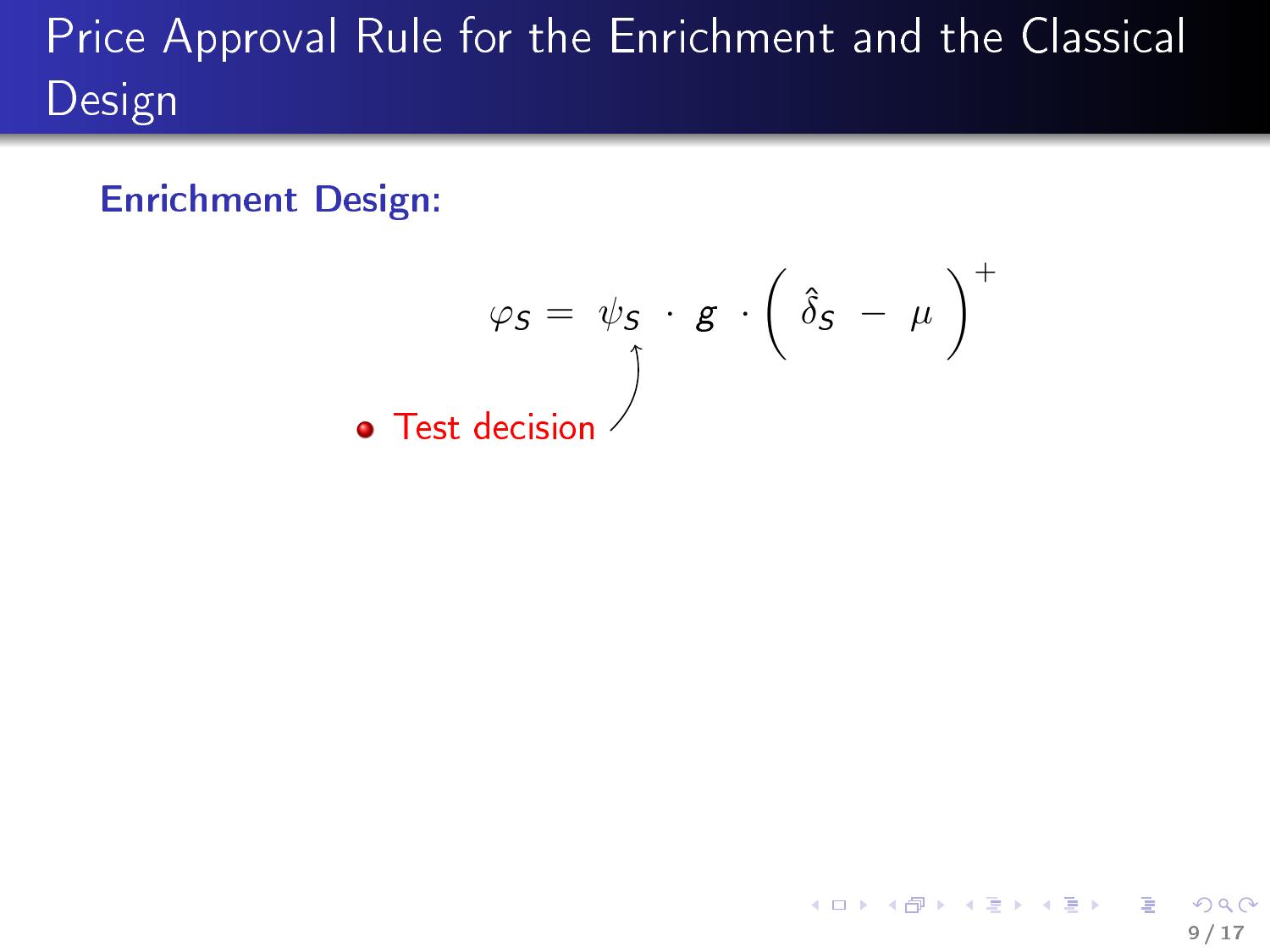# Price Approval Rule for the Enrichment and the Classical Design

**Enrichment Design:**

$$\varphi_S = \psi_S \cdot g \cdot \left( \hat{\delta}_S - \mu \right)^+$$

- Test decision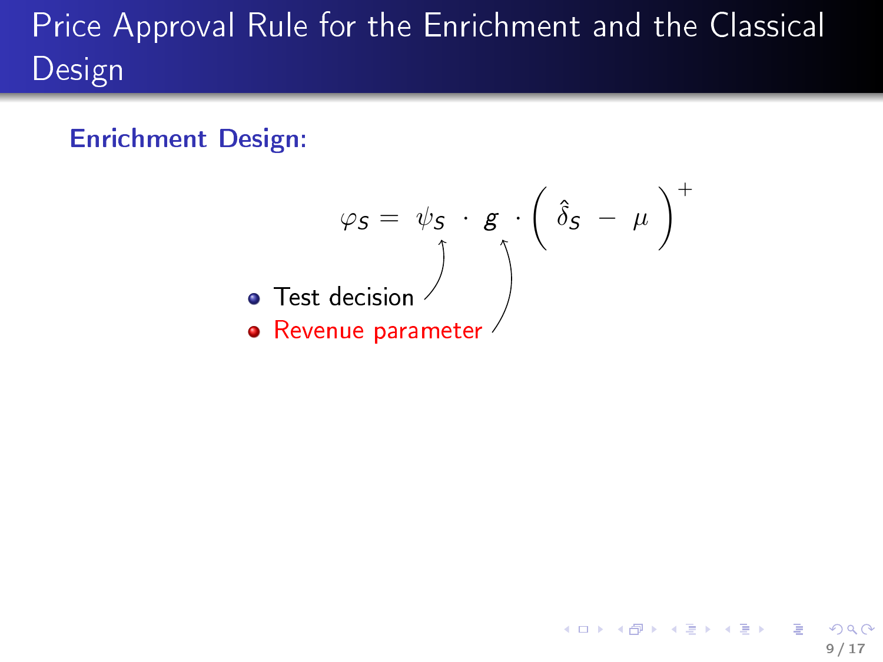# Price Approval Rule for the Enrichment and the Classical Design

**Enrichment Design:**

$$\varphi_S = \psi_S \cdot g \cdot \left( \hat{\delta}_S - \mu \right)^+$$

- Test decision
- Revenue parameter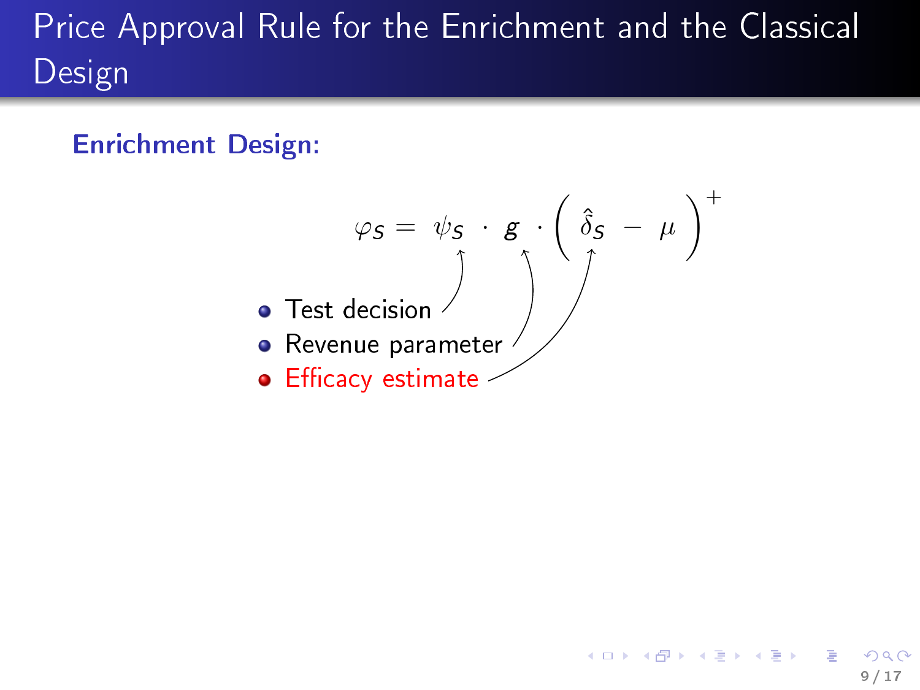# Price Approval Rule for the Enrichment and the Classical Design

**Enrichment Design:**

$$\varphi_S = \psi_S \cdot g \cdot \left( \hat{\delta}_S - \mu \right)^+$$

- Test decision
- Revenue parameter
- Efficacy estimate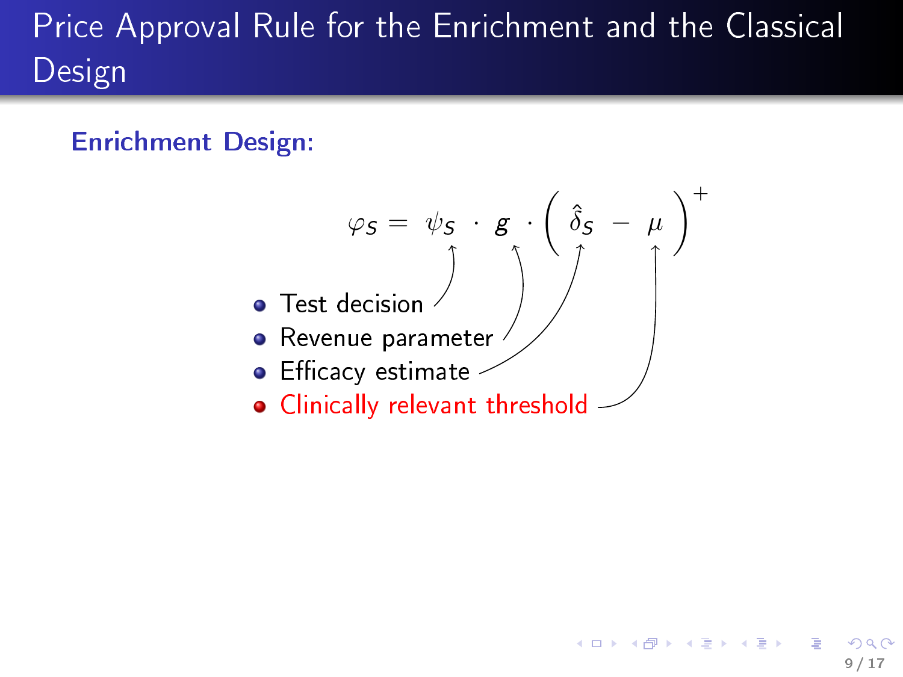# Price Approval Rule for the Enrichment and the Classical Design

**Enrichment Design:**

$$\varphi_S = \psi_S \cdot g \cdot \left( \hat{\delta}_S - \mu \right)^+$$

- Test decision ($\psi_S$)
- Revenue parameter ($g$)
- Efficacy estimate ($\hat{\delta}_S$)
- Clinically relevant threshold ($\mu$)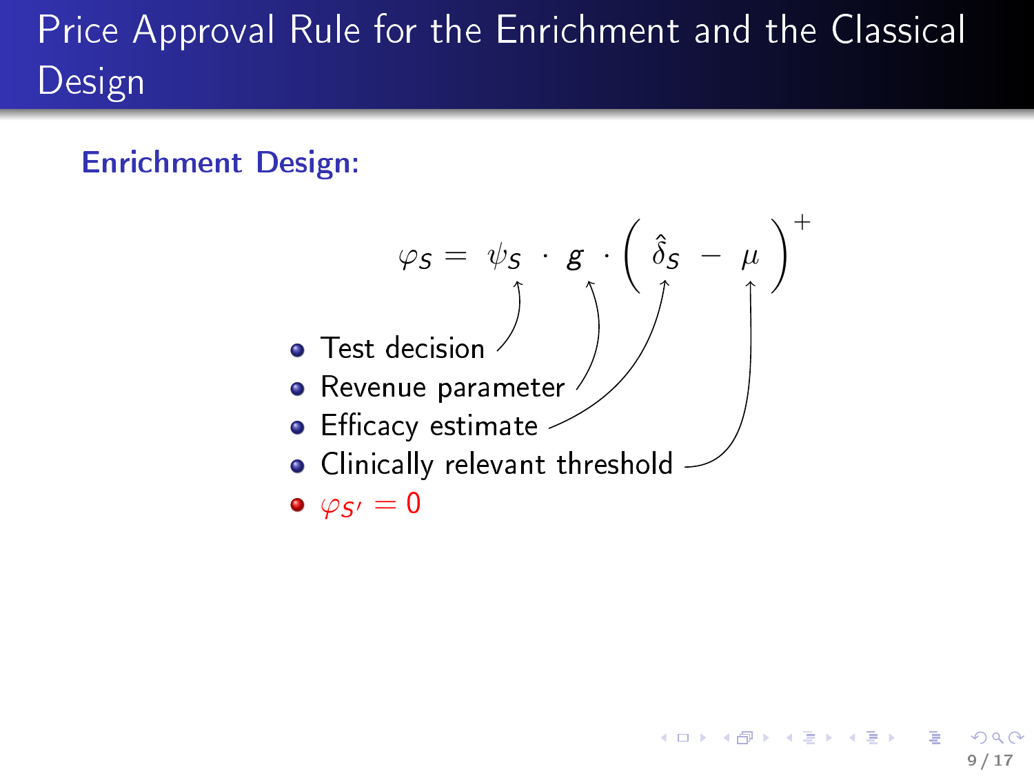# Price Approval Rule for the Enrichment and the Classical Design

**Enrichment Design:**

$$\varphi_S = \psi_S \cdot g \cdot \left( \hat{\delta}_S - \mu \right)^+$$

- Test decision ($\psi_S$)
- Revenue parameter ($g$)
- Efficacy estimate ($\hat{\delta}_S$)
- Clinically relevant threshold ($\mu$)
- $\varphi_{S'} = 0$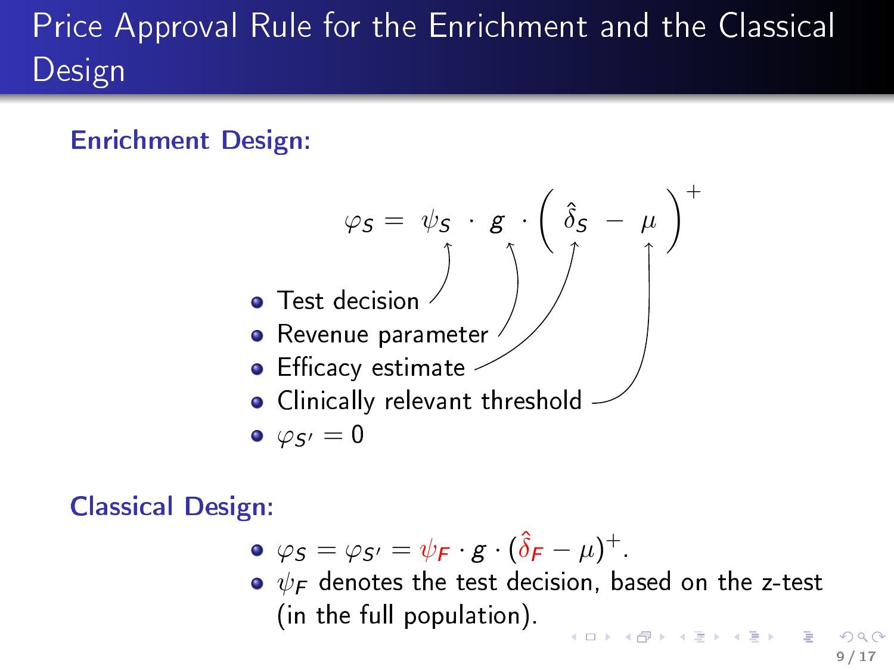# Price Approval Rule for the Enrichment and the Classical Design

**Enrichment Design:**

$$\varphi_S = \psi_S \cdot g \cdot \left( \hat{\delta}_S - \mu \right)^+$$

- Test decision ($\psi_S$)
- Revenue parameter ($g$)
- Efficacy estimate ($\hat{\delta}_S$)
- Clinically relevant threshold ($\mu$)
- $\varphi_{S'} = 0$

**Classical Design:**

- $\varphi_S = \varphi_{S'} = \psi_F \cdot g \cdot (\hat{\delta}_F - \mu)^+$.
- $\psi_F$ denotes the test decision, based on the z-test (in the full population).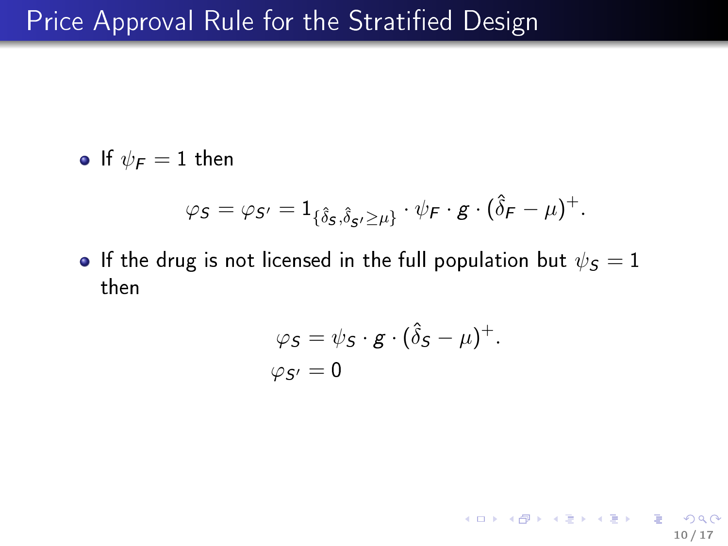# Price Approval Rule for the Stratified Design

- If $\psi_F = 1$ then

$$\varphi_S = \varphi_{S'} = 1_{\{\hat{\delta}_S, \hat{\delta}_{S'} \geq \mu\}} \cdot \psi_F \cdot g \cdot (\hat{\delta}_F - \mu)^+.$$

- If the drug is not licensed in the full population but $\psi_S = 1$ then

$$\varphi_S = \psi_S \cdot g \cdot (\hat{\delta}_S - \mu)^+.$$
$$\varphi_{S'} = 0$$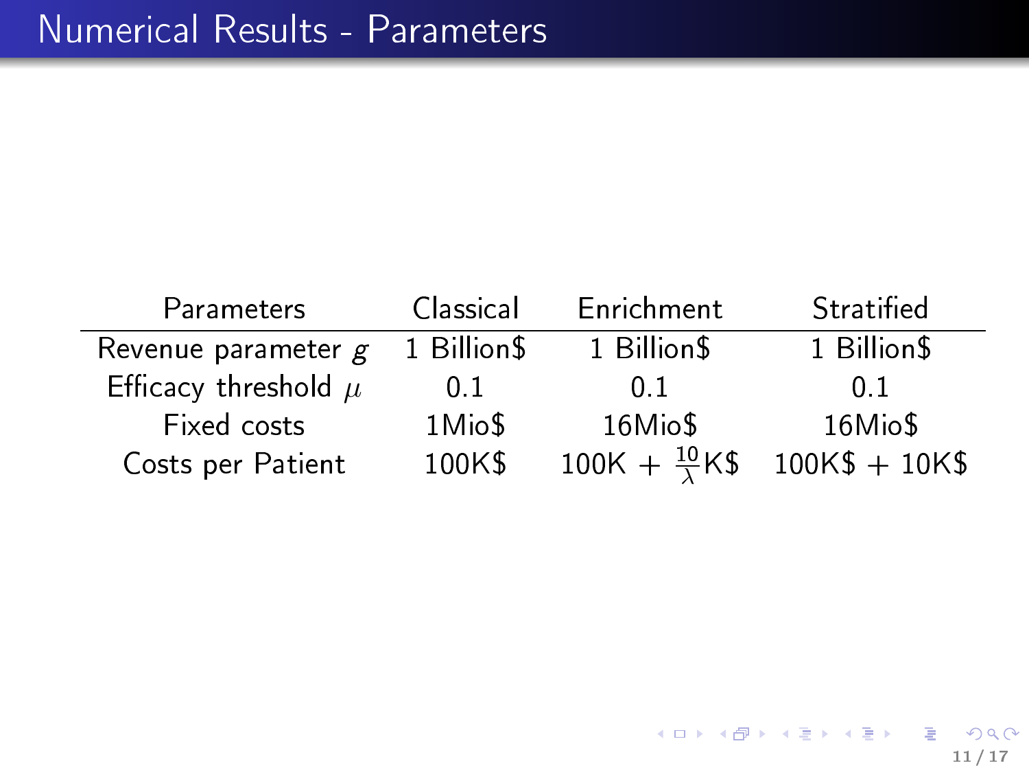# Numerical Results - Parameters

| Parameters | Classical | Enrichment | Stratified |
|---|---|---|---|
| Revenue parameter $g$ | 1 Billion$ | 1 Billion$ | 1 Billion$ |
| Efficacy threshold $\mu$ | 0.1 | 0.1 | 0.1 |
| Fixed costs | 1Mio$ | 16Mio$ | 16Mio$ |
| Costs per Patient | 100K$ | 100K + $\frac{10}{\lambda}$K$ | 100K$ + 10K$ |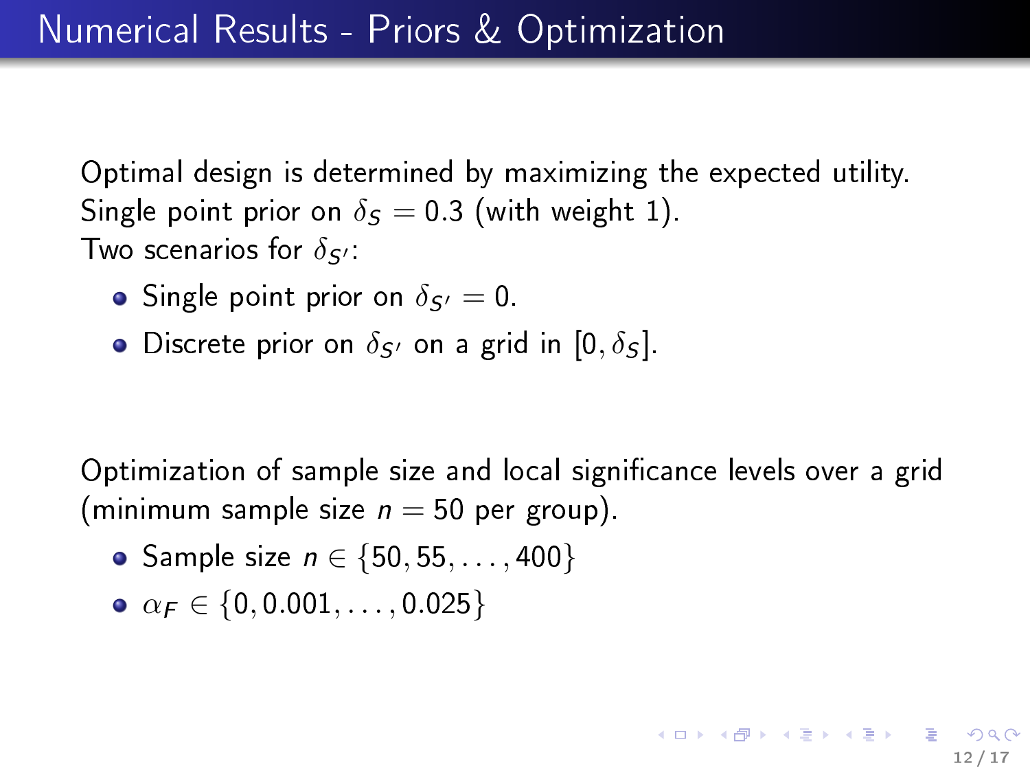# Numerical Results - Priors & Optimization

Optimal design is determined by maximizing the expected utility.
Single point prior on $\delta_S = 0.3$ (with weight 1).
Two scenarios for $\delta_{S'}$:

- Single point prior on $\delta_{S'} = 0$.
- Discrete prior on $\delta_{S'}$ on a grid in $[0, \delta_S]$.

Optimization of sample size and local significance levels over a grid (minimum sample size $n = 50$ per group).

- Sample size $n \in \{50, 55, \ldots, 400\}$
- $\alpha_F \in \{0, 0.001, \ldots, 0.025\}$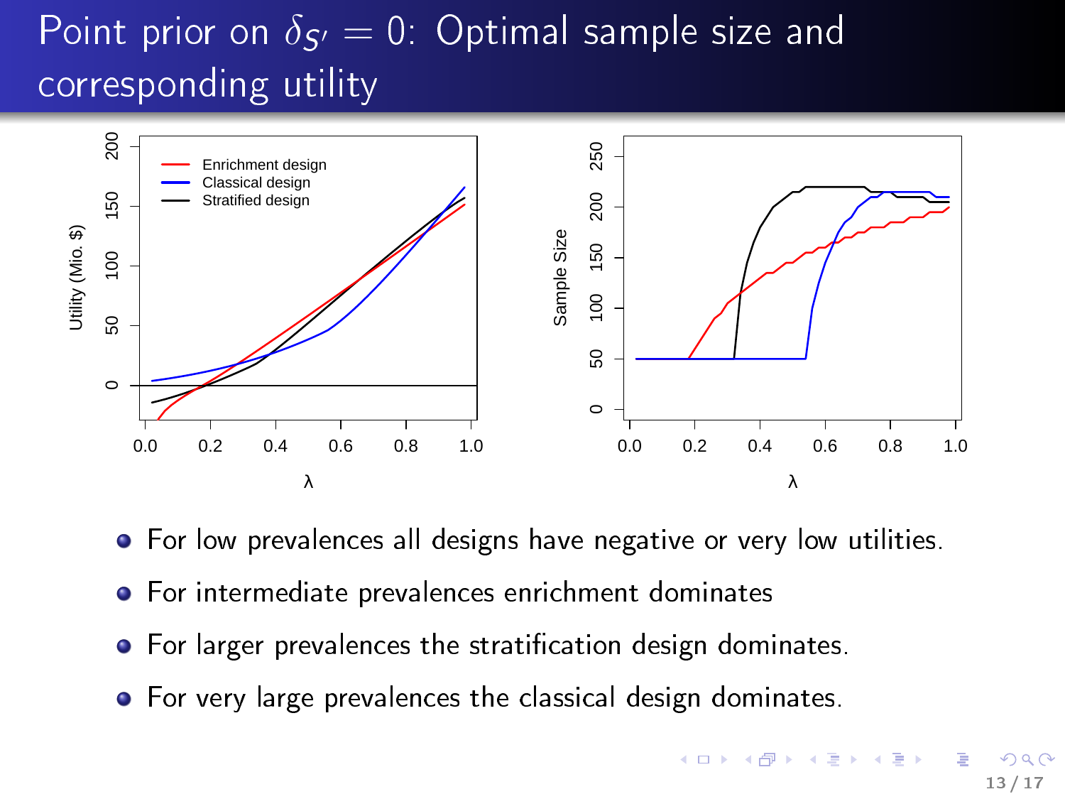# Point prior on $\delta_{S'} = 0$: Optimal sample size and corresponding utility

- For low prevalences all designs have negative or very low utilities.
- For intermediate prevalences enrichment dominates
- For larger prevalences the stratification design dominates.
- For very large prevalences the classical design dominates.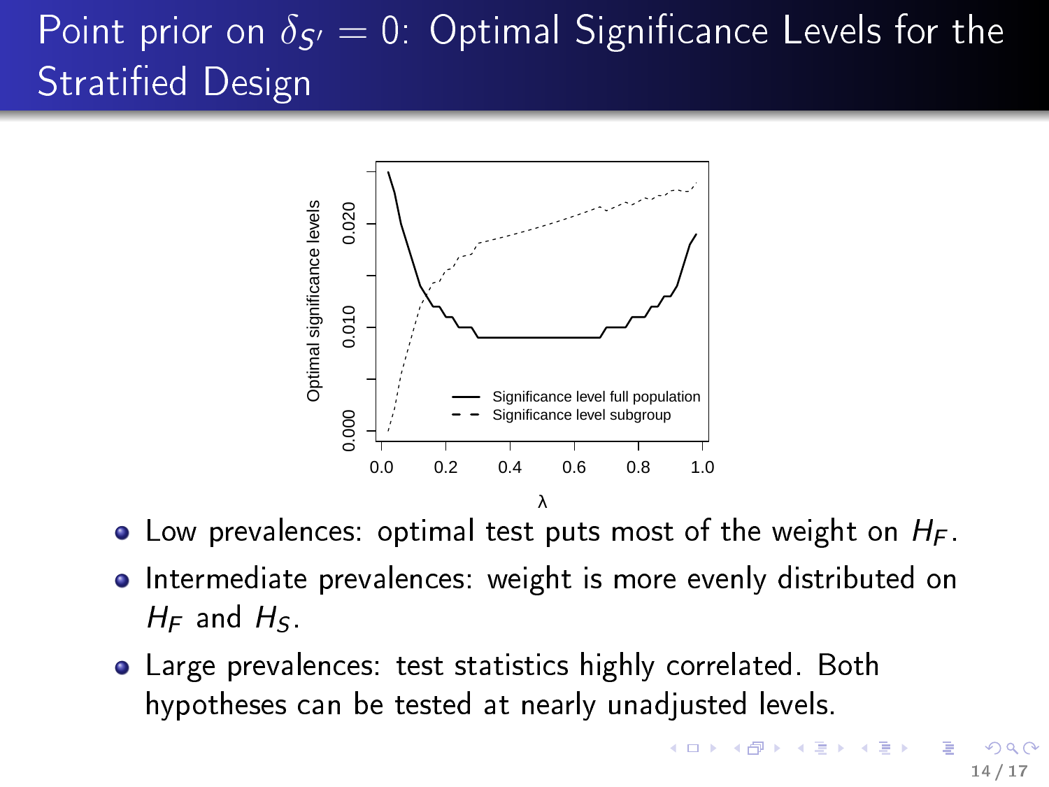# Point prior on $\delta_{S'} = 0$: Optimal Significance Levels for the Stratified Design

- Low prevalences: optimal test puts most of the weight on $H_F$.
- Intermediate prevalences: weight is more evenly distributed on $H_F$ and $H_S$.
- Large prevalences: test statistics highly correlated. Both hypotheses can be tested at nearly unadjusted levels.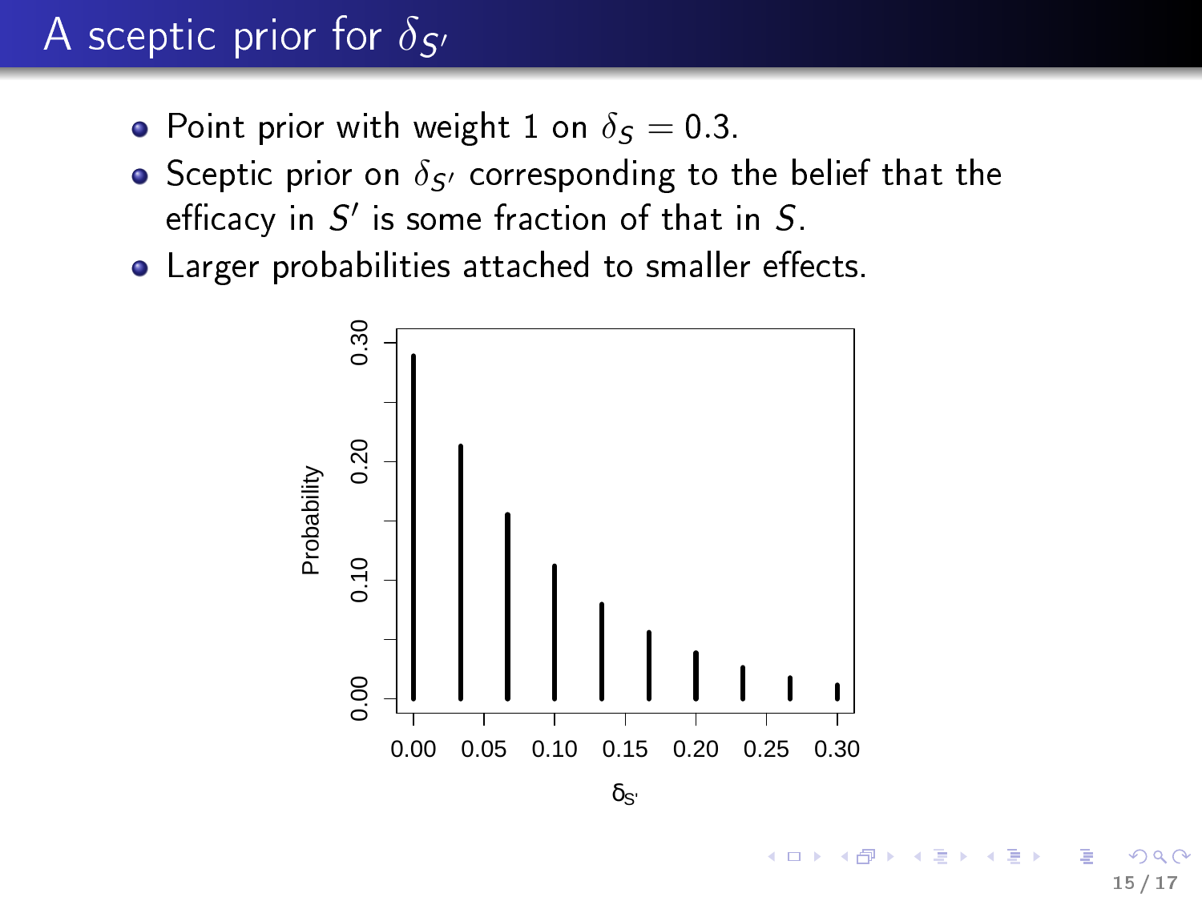# A sceptic prior for $\delta_{S'}$

- Point prior with weight 1 on $\delta_S = 0.3$.
- Sceptic prior on $\delta_{S'}$ corresponding to the belief that the efficacy in $S'$ is some fraction of that in $S$.
- Larger probabilities attached to smaller effects.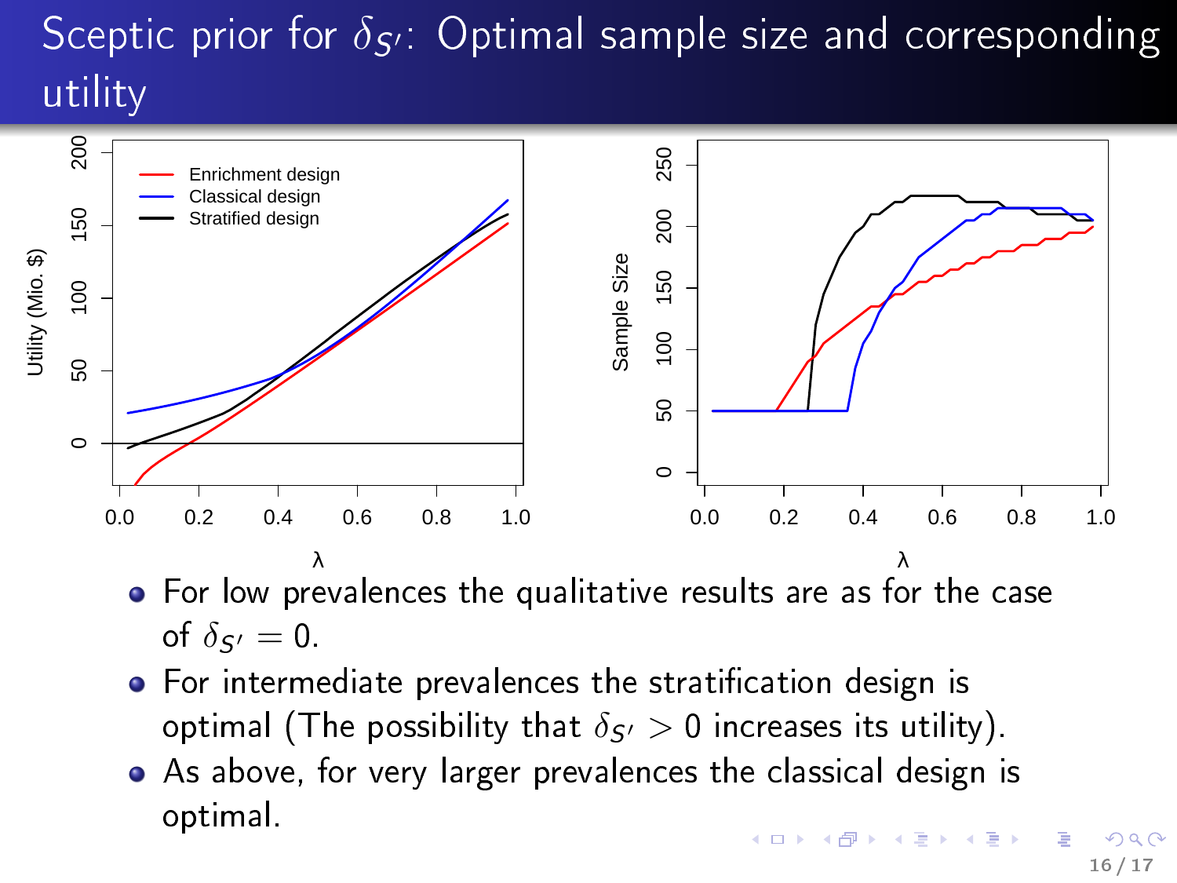# Sceptic prior for $\delta_{S'}$: Optimal sample size and corresponding utility

- For low prevalences the qualitative results are as for the case of $\delta_{S'} = 0$.
- For intermediate prevalences the stratification design is optimal (The possibility that $\delta_{S'} > 0$ increases its utility).
- As above, for very larger prevalences the classical design is optimal.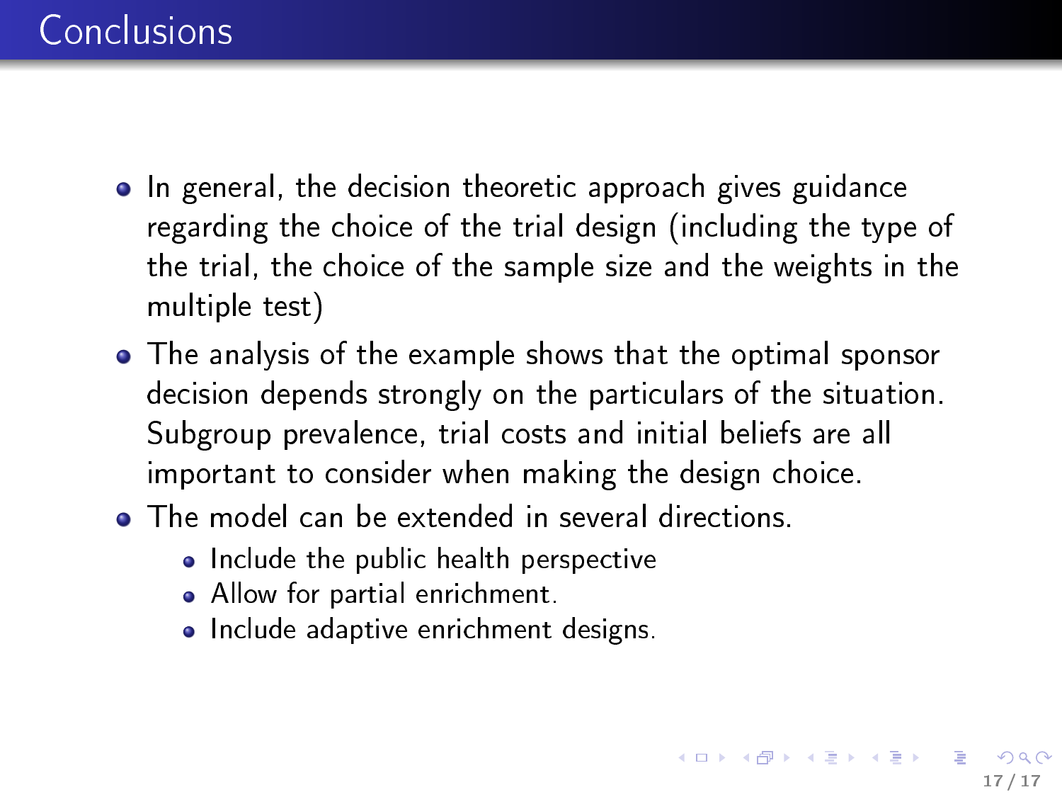# Conclusions

- In general, the decision theoretic approach gives guidance regarding the choice of the trial design (including the type of the trial, the choice of the sample size and the weights in the multiple test)
- The analysis of the example shows that the optimal sponsor decision depends strongly on the particulars of the situation. Subgroup prevalence, trial costs and initial beliefs are all important to consider when making the design choice.
- The model can be extended in several directions.
  - Include the public health perspective
  - Allow for partial enrichment.
  - Include adaptive enrichment designs.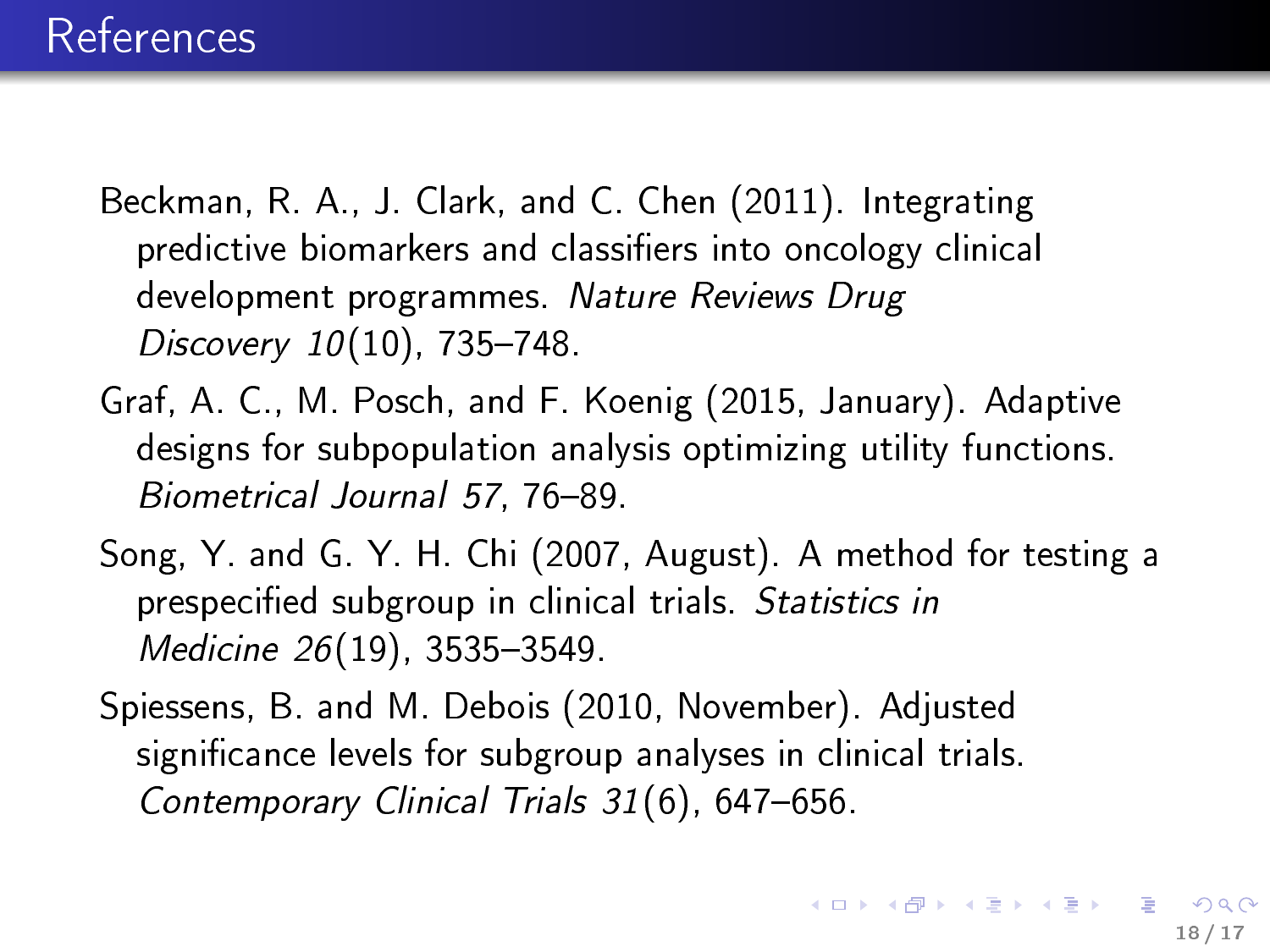# References

Beckman, R. A., J. Clark, and C. Chen (2011). Integrating predictive biomarkers and classifiers into oncology clinical development programmes. *Nature Reviews Drug Discovery 10*(10), 735–748.

Graf, A. C., M. Posch, and F. Koenig (2015, January). Adaptive designs for subpopulation analysis optimizing utility functions. *Biometrical Journal 57*, 76–89.

Song, Y. and G. Y. H. Chi (2007, August). A method for testing a prespecified subgroup in clinical trials. *Statistics in Medicine 26*(19), 3535–3549.

Spiessens, B. and M. Debois (2010, November). Adjusted significance levels for subgroup analyses in clinical trials. *Contemporary Clinical Trials 31*(6), 647–656.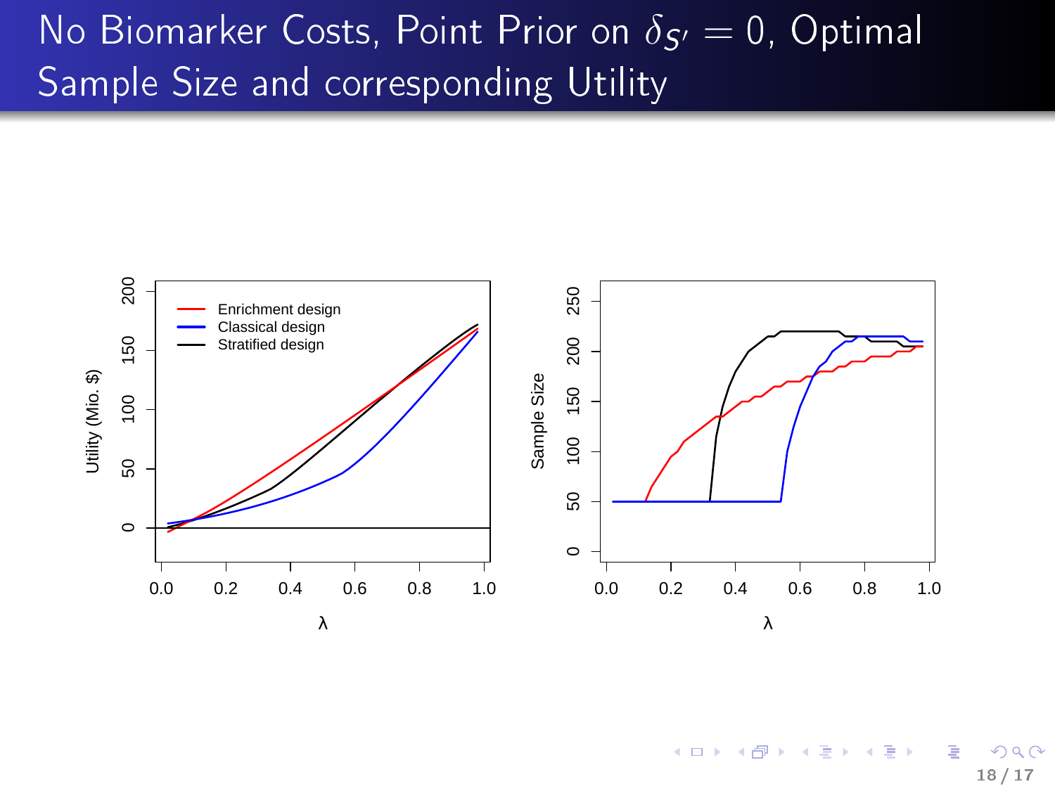# No Biomarker Costs, Point Prior on $\delta_{S'} = 0$, Optimal Sample Size and corresponding Utility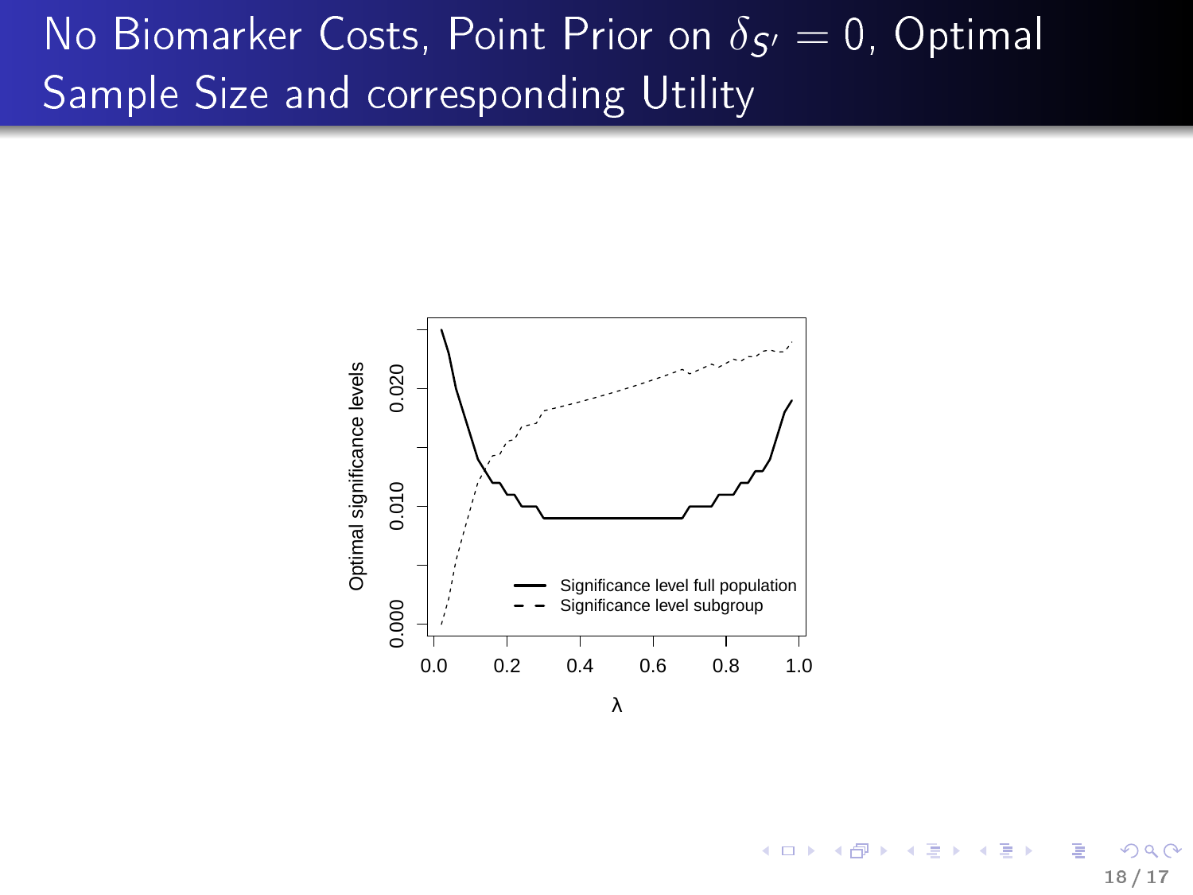# No Biomarker Costs, Point Prior on $\delta_{S'} = 0$, Optimal Sample Size and corresponding Utility

Optimal significance levels

0.000 0.010 0.020

0.0 0.2 0.4 0.6 0.8 1.0

$\lambda$

Significance level full population

Significance level subgroup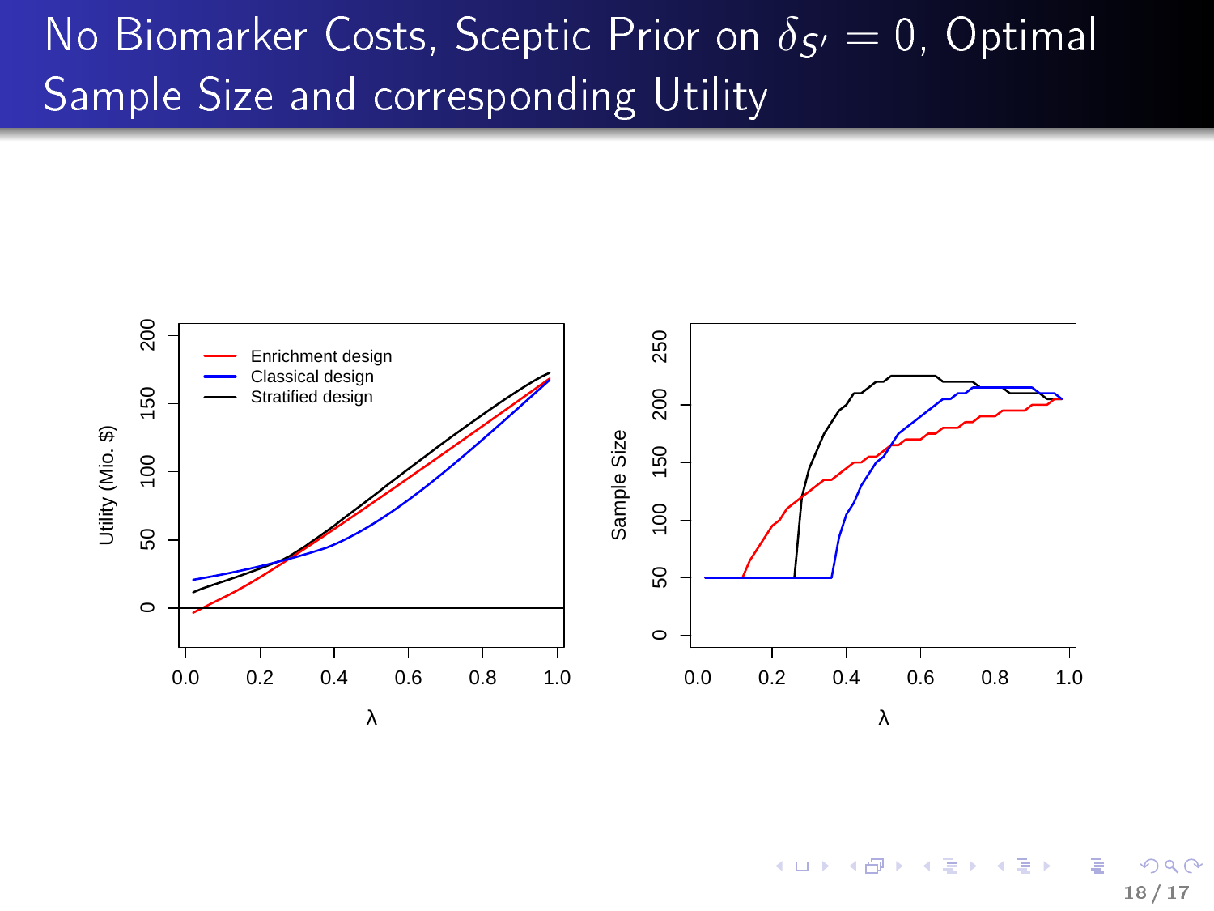# No Biomarker Costs, Sceptic Prior on $\delta_{S'} = 0$, Optimal Sample Size and corresponding Utility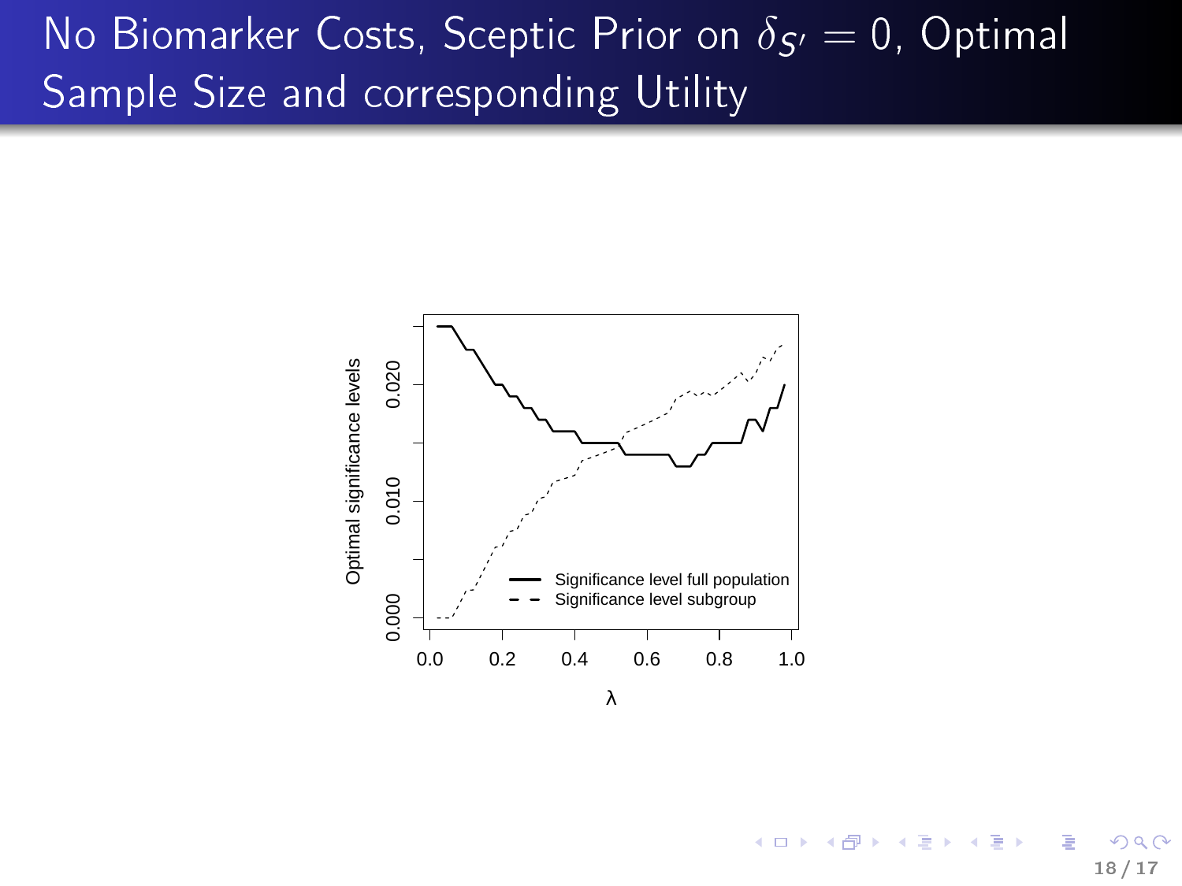# No Biomarker Costs, Sceptic Prior on $\delta_{S'} = 0$, Optimal Sample Size and corresponding Utility

Optimal significance levels

0.000
0.010
0.020

0.0
0.2
0.4
0.6
0.8
1.0

λ

Significance level full population

Significance level subgroup